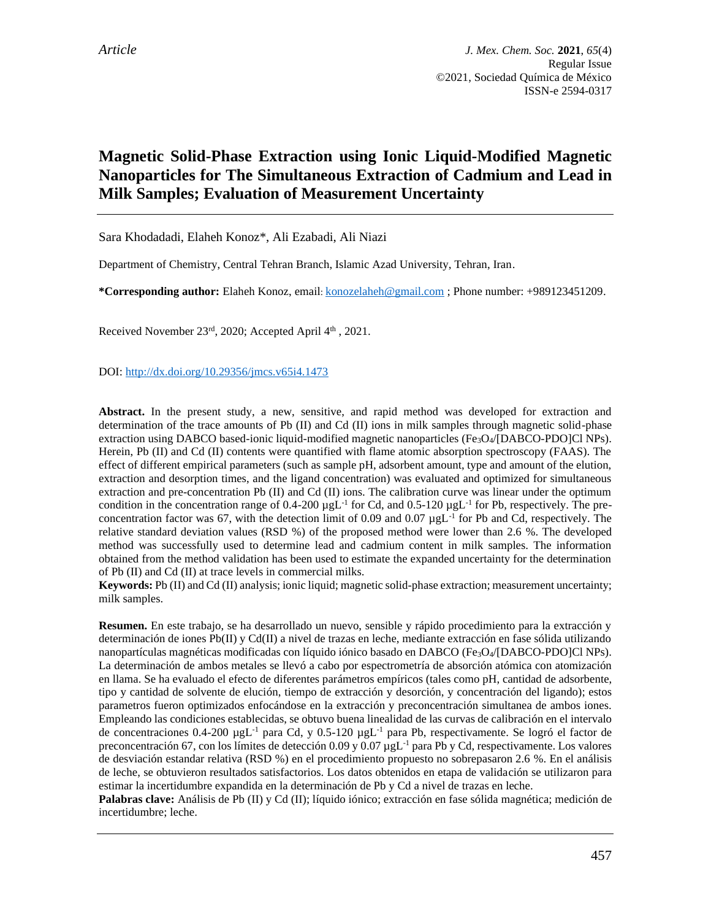*Article*

# Magnetic Solid-Phase Extraction using Ionic Liquid-Modified Magnetic Nanoparticles for The Simultaneous Extraction of Cadmium and Lead in Milk Samples; Evaluation of Measurement Uncertainty

Sara Khodadadi, Elaheh Konoz*, Ali Ezabadi, Ali Niazi

Department of Chemistry, Central Tehran Branch, Islamic Azad University, Tehran, Iran.

**\*Corresponding author:** Elaheh Konoz, email: konozelaheh@gmail.com ; Phone number: +989123451209.

Received November 23rd, 2020; Accepted April 4th , 2021.

DOI: http://dx.doi.org/10.29356/jmcs.v65i4.1473

**Abstract.** In the present study, a new, sensitive, and rapid method was developed for extraction and determination of the trace amounts of Pb (II) and Cd (II) ions in milk samples through magnetic solid-phase extraction using DABCO based-ionic liquid-modified magnetic nanoparticles ($Fe_3O_4$/[DABCO-PDO]Cl NPs). Herein, Pb (II) and Cd (II) contents were quantified with flame atomic absorption spectroscopy (FAAS). The effect of different empirical parameters (such as sample pH, adsorbent amount, type and amount of the elution, extraction and desorption times, and the ligand concentration) was evaluated and optimized for simultaneous extraction and pre-concentration Pb (II) and Cd (II) ions. The calibration curve was linear under the optimum condition in the concentration range of 0.4-200 $\mu gL^{-1}$ for Cd, and 0.5-120 $\mu gL^{-1}$ for Pb, respectively. The pre-concentration factor was 67, with the detection limit of 0.09 and 0.07 $\mu gL^{-1}$ for Pb and Cd, respectively. The relative standard deviation values (RSD %) of the proposed method were lower than 2.6 %. The developed method was successfully used to determine lead and cadmium content in milk samples. The information obtained from the method validation has been used to estimate the expanded uncertainty for the determination of Pb (II) and Cd (II) at trace levels in commercial milks.

**Keywords:** Pb (II) and Cd (II) analysis; ionic liquid; magnetic solid-phase extraction; measurement uncertainty; milk samples.

**Resumen.** En este trabajo, se ha desarrollado un nuevo, sensible y rápido procedimiento para la extracción y determinación de iones Pb(II) y Cd(II) a nivel de trazas en leche, mediante extracción en fase sólida utilizando nanopartículas magnéticas modificadas con líquido iónico basado en DABCO ($Fe_3O_4$/[DABCO-PDO]Cl NPs). La determinación de ambos metales se llevó a cabo por espectrometría de absorción atómica con atomización en llama. Se ha evaluado el efecto de diferentes parámetros empíricos (tales como pH, cantidad de adsorbente, tipo y cantidad de solvente de elución, tiempo de extracción y desorción, y concentración del ligando); estos parametros fueron optimizados enfocándose en la extracción y preconcentración simultanea de ambos iones. Empleando las condiciones establecidas, se obtuvo buena linealidad de las curvas de calibración en el intervalo de concentraciones 0.4-200 $\mu gL^{-1}$ para Cd, y 0.5-120 $\mu gL^{-1}$ para Pb, respectivamente. Se logró el factor de preconcentración 67, con los límites de detección 0.09 y 0.07 $\mu gL^{-1}$ para Pb y Cd, respectivamente. Los valores de desviación estandar relativa (RSD %) en el procedimiento propuesto no sobrepasaron 2.6 %. En el análisis de leche, se obtuvieron resultados satisfactorios. Los datos obtenidos en etapa de validación se utilizaron para estimar la incertidumbre expandida en la determinación de Pb y Cd a nivel de trazas en leche.

**Palabras clave:** Análisis de Pb (II) y Cd (II); líquido iónico; extracción en fase sólida magnética; medición de incertidumbre; leche.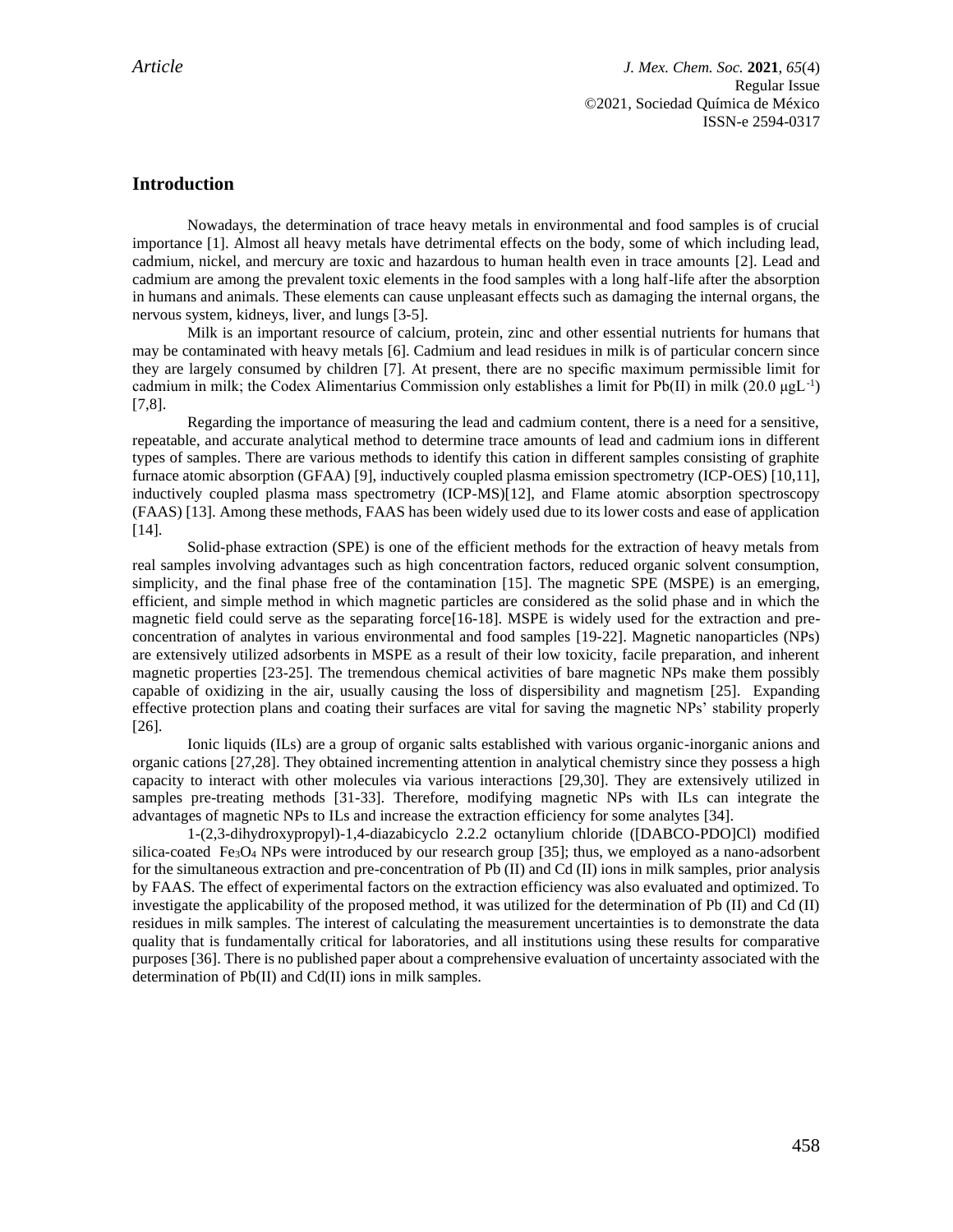## Introduction

Nowadays, the determination of trace heavy metals in environmental and food samples is of crucial importance [1]. Almost all heavy metals have detrimental effects on the body, some of which including lead, cadmium, nickel, and mercury are toxic and hazardous to human health even in trace amounts [2]. Lead and cadmium are among the prevalent toxic elements in the food samples with a long half-life after the absorption in humans and animals. These elements can cause unpleasant effects such as damaging the internal organs, the nervous system, kidneys, liver, and lungs [3-5].

Milk is an important resource of calcium, protein, zinc and other essential nutrients for humans that may be contaminated with heavy metals [6]. Cadmium and lead residues in milk is of particular concern since they are largely consumed by children [7]. At present, there are no specific maximum permissible limit for cadmium in milk; the Codex Alimentarius Commission only establishes a limit for Pb(II) in milk (20.0 $\mu gL^{-1}$) [7,8].

Regarding the importance of measuring the lead and cadmium content, there is a need for a sensitive, repeatable, and accurate analytical method to determine trace amounts of lead and cadmium ions in different types of samples. There are various methods to identify this cation in different samples consisting of graphite furnace atomic absorption (GFAA) [9], inductively coupled plasma emission spectrometry (ICP-OES) [10,11], inductively coupled plasma mass spectrometry (ICP-MS)[12], and Flame atomic absorption spectroscopy (FAAS) [13]. Among these methods, FAAS has been widely used due to its lower costs and ease of application [14].

Solid-phase extraction (SPE) is one of the efficient methods for the extraction of heavy metals from real samples involving advantages such as high concentration factors, reduced organic solvent consumption, simplicity, and the final phase free of the contamination [15]. The magnetic SPE (MSPE) is an emerging, efficient, and simple method in which magnetic particles are considered as the solid phase and in which the magnetic field could serve as the separating force[16-18]. MSPE is widely used for the extraction and pre-concentration of analytes in various environmental and food samples [19-22]. Magnetic nanoparticles (NPs) are extensively utilized adsorbents in MSPE as a result of their low toxicity, facile preparation, and inherent magnetic properties [23-25]. The tremendous chemical activities of bare magnetic NPs make them possibly capable of oxidizing in the air, usually causing the loss of dispersibility and magnetism [25]. Expanding effective protection plans and coating their surfaces are vital for saving the magnetic NPs' stability properly [26].

Ionic liquids (ILs) are a group of organic salts established with various organic-inorganic anions and organic cations [27,28]. They obtained incrementing attention in analytical chemistry since they possess a high capacity to interact with other molecules via various interactions [29,30]. They are extensively utilized in samples pre-treating methods [31-33]. Therefore, modifying magnetic NPs with ILs can integrate the advantages of magnetic NPs to ILs and increase the extraction efficiency for some analytes [34].

1-(2,3-dihydroxypropyl)-1,4-diazabicyclo 2.2.2 octanylium chloride ([DABCO-PDO]Cl) modified silica-coated $Fe_3O_4$ NPs were introduced by our research group [35]; thus, we employed as a nano-adsorbent for the simultaneous extraction and pre-concentration of Pb (II) and Cd (II) ions in milk samples, prior analysis by FAAS. The effect of experimental factors on the extraction efficiency was also evaluated and optimized. To investigate the applicability of the proposed method, it was utilized for the determination of Pb (II) and Cd (II) residues in milk samples. The interest of calculating the measurement uncertainties is to demonstrate the data quality that is fundamentally critical for laboratories, and all institutions using these results for comparative purposes [36]. There is no published paper about a comprehensive evaluation of uncertainty associated with the determination of Pb(II) and Cd(II) ions in milk samples.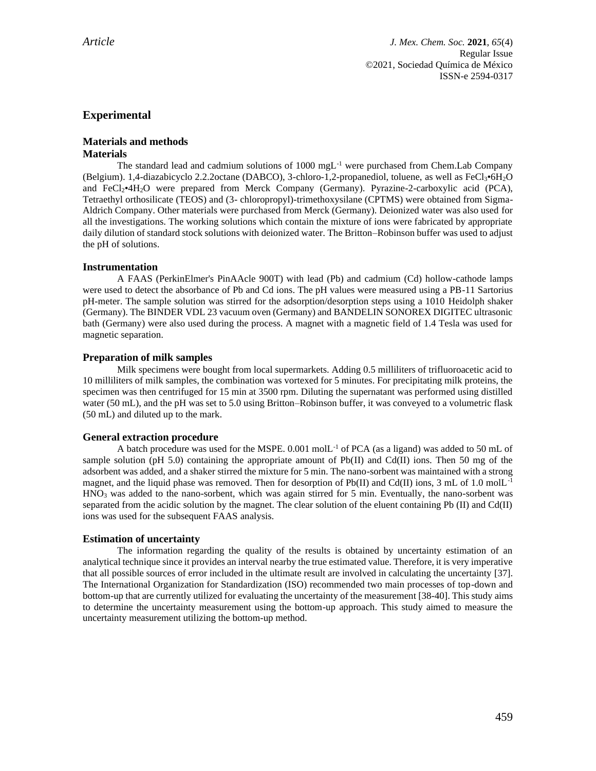## Experimental

### Materials and methods

### Materials

The standard lead and cadmium solutions of 1000 mgL$^{-1}$ were purchased from Chem.Lab Company (Belgium). 1,4-diazabicyclo 2.2.2octane (DABCO), 3-chloro-1,2-propanediol, toluene, as well as $FeCl_3$•$6H_2O$ and $FeCl_2$•$4H_2O$ were prepared from Merck Company (Germany). Pyrazine-2-carboxylic acid (PCA), Tetraethyl orthosilicate (TEOS) and (3- chloropropyl)-trimethoxysilane (CPTMS) were obtained from Sigma-Aldrich Company. Other materials were purchased from Merck (Germany). Deionized water was also used for all the investigations. The working solutions which contain the mixture of ions were fabricated by appropriate daily dilution of standard stock solutions with deionized water. The Britton–Robinson buffer was used to adjust the pH of solutions.

### Instrumentation

A FAAS (PerkinElmer's PinAAcle 900T) with lead (Pb) and cadmium (Cd) hollow-cathode lamps were used to detect the absorbance of Pb and Cd ions. The pH values were measured using a PB-11 Sartorius pH-meter. The sample solution was stirred for the adsorption/desorption steps using a 1010 Heidolph shaker (Germany). The BINDER VDL 23 vacuum oven (Germany) and BANDELIN SONOREX DIGITEC ultrasonic bath (Germany) were also used during the process. A magnet with a magnetic field of 1.4 Tesla was used for magnetic separation.

### Preparation of milk samples

Milk specimens were bought from local supermarkets. Adding 0.5 milliliters of trifluoroacetic acid to 10 milliliters of milk samples, the combination was vortexed for 5 minutes. For precipitating milk proteins, the specimen was then centrifuged for 15 min at 3500 rpm. Diluting the supernatant was performed using distilled water (50 mL), and the pH was set to 5.0 using Britton–Robinson buffer, it was conveyed to a volumetric flask (50 mL) and diluted up to the mark.

### General extraction procedure

A batch procedure was used for the MSPE. 0.001 molL$^{-1}$ of PCA (as a ligand) was added to 50 mL of sample solution (pH 5.0) containing the appropriate amount of Pb(II) and Cd(II) ions. Then 50 mg of the adsorbent was added, and a shaker stirred the mixture for 5 min. The nano-sorbent was maintained with a strong magnet, and the liquid phase was removed. Then for desorption of Pb(II) and Cd(II) ions, 3 mL of 1.0 molL$^{-1}$ $HNO_3$ was added to the nano-sorbent, which was again stirred for 5 min. Eventually, the nano-sorbent was separated from the acidic solution by the magnet. The clear solution of the eluent containing Pb (II) and Cd(II) ions was used for the subsequent FAAS analysis.

### Estimation of uncertainty

The information regarding the quality of the results is obtained by uncertainty estimation of an analytical technique since it provides an interval nearby the true estimated value. Therefore, it is very imperative that all possible sources of error included in the ultimate result are involved in calculating the uncertainty [37]. The International Organization for Standardization (ISO) recommended two main processes of top-down and bottom-up that are currently utilized for evaluating the uncertainty of the measurement [38-40]. This study aims to determine the uncertainty measurement using the bottom-up approach. This study aimed to measure the uncertainty measurement utilizing the bottom-up method.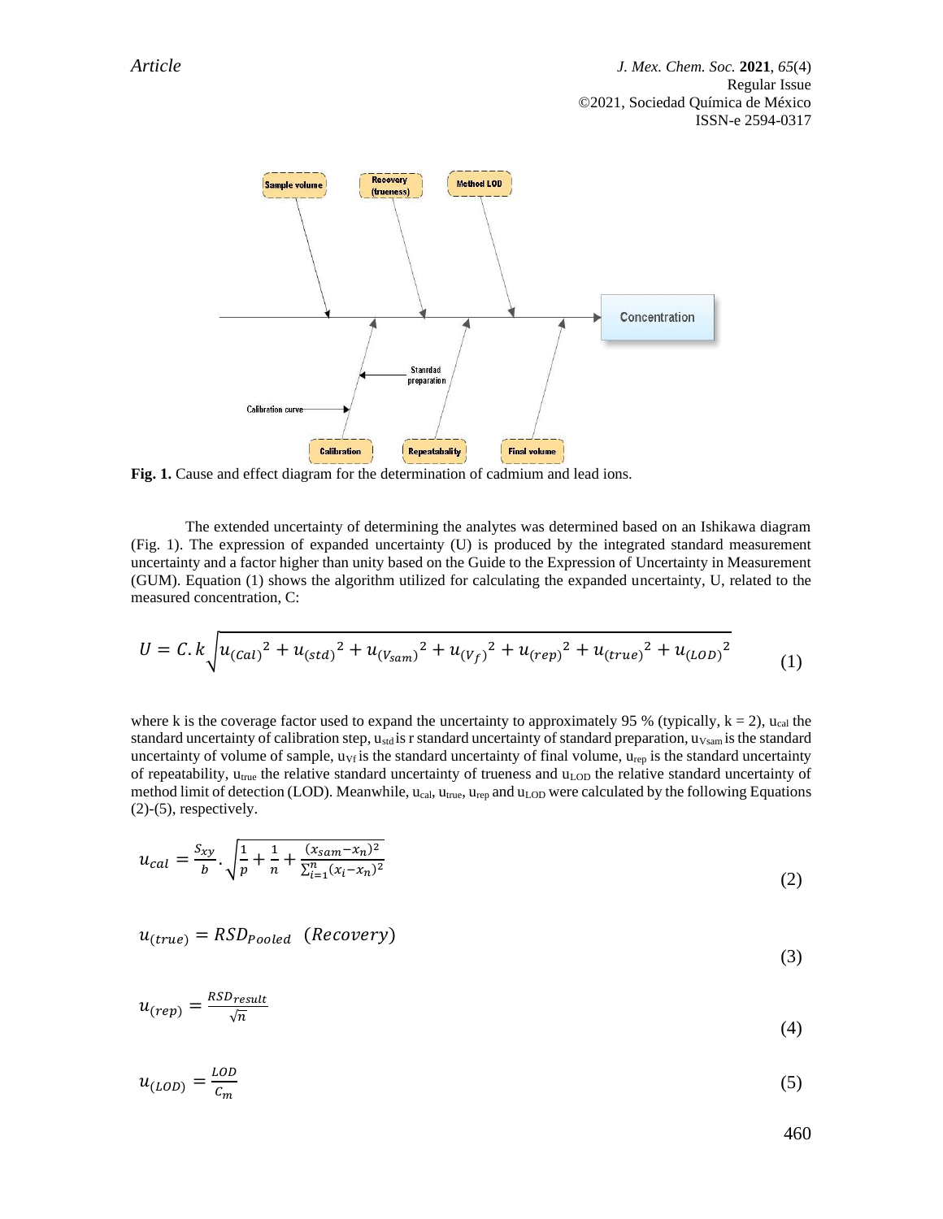Fig. 1. Cause and effect diagram for the determination of cadmium and lead ions.

The extended uncertainty of determining the analytes was determined based on an Ishikawa diagram (Fig. 1). The expression of expanded uncertainty (U) is produced by the integrated standard measurement uncertainty and a factor higher than unity based on the Guide to the Expression of Uncertainty in Measurement (GUM). Equation (1) shows the algorithm utilized for calculating the expanded uncertainty, U, related to the measured concentration, C:

$$U = C.k\sqrt{u_{(Cal)}^2 + u_{(std)}^2 + u_{(V_{sam})}^2 + u_{(V_f)}^2 + u_{(rep)}^2 + u_{(true)}^2 + u_{(LOD)}^2} \tag{1}$$

where k is the coverage factor used to expand the uncertainty to approximately 95 % (typically, k = 2), $u_{cal}$ the standard uncertainty of calibration step, $u_{std}$ is r standard uncertainty of standard preparation, $u_{Vsam}$ is the standard uncertainty of volume of sample, $u_{Vf}$ is the standard uncertainty of final volume, $u_{rep}$ is the standard uncertainty of repeatability, $u_{true}$ the relative standard uncertainty of trueness and $u_{LOD}$ the relative standard uncertainty of method limit of detection (LOD). Meanwhile, $u_{cal}$, $u_{true}$, $u_{rep}$ and $u_{LOD}$ were calculated by the following Equations (2)-(5), respectively.

$$u_{cal} = \frac{S_{xy}}{b}.\sqrt{\frac{1}{p} + \frac{1}{n} + \frac{(x_{sam} - x_n)^2}{\sum_{i=1}^{n}(x_i - x_n)^2}} \tag{2}$$

$$u_{(true)} = RSD_{Pooled} \ \ (Recovery) \tag{3}$$

$$u_{(rep)} = \frac{RSD_{result}}{\sqrt{n}} \tag{4}$$

$$u_{(LOD)} = \frac{LOD}{C_m} \tag{5}$$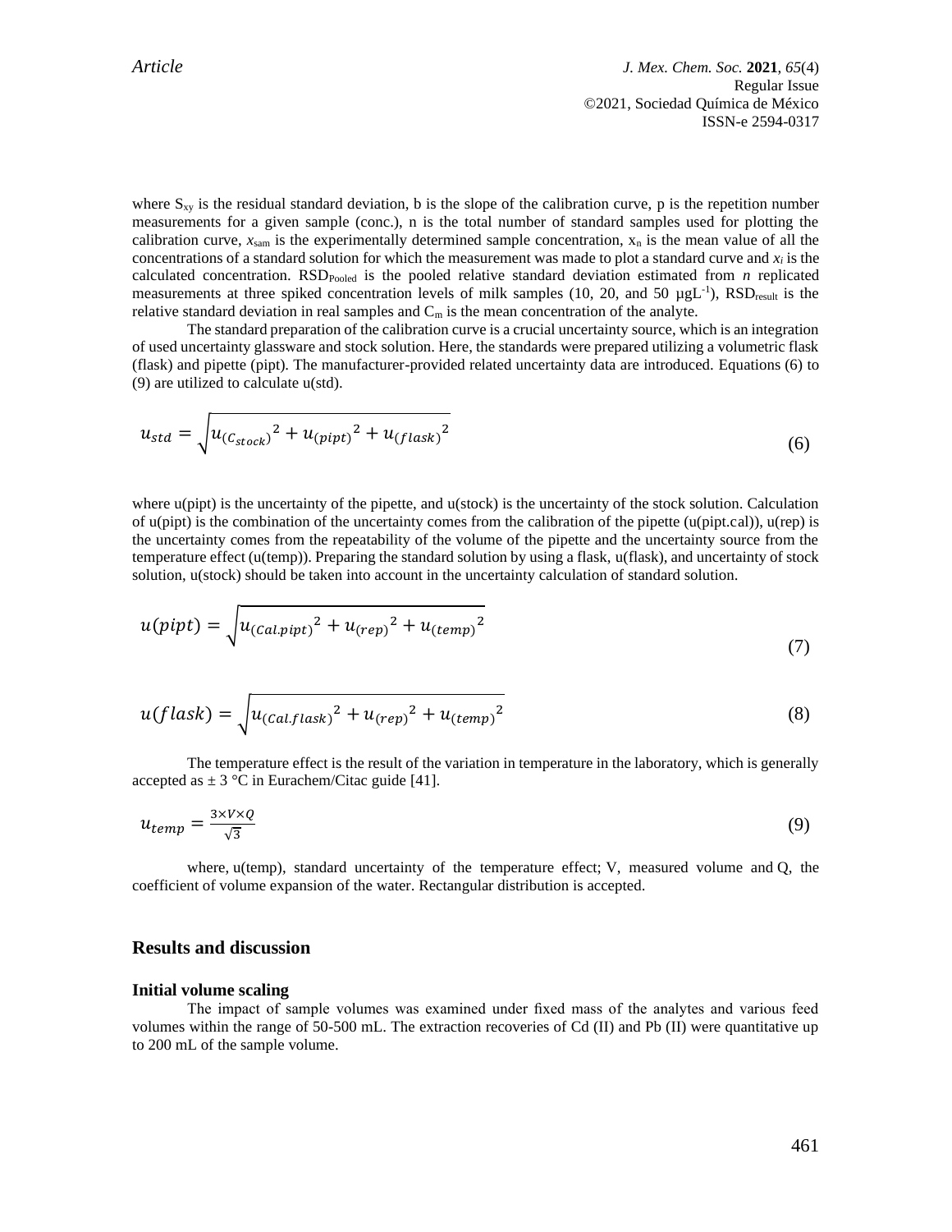where $S_{xy}$ is the residual standard deviation, b is the slope of the calibration curve, p is the repetition number measurements for a given sample (conc.), n is the total number of standard samples used for plotting the calibration curve, $x_{sam}$ is the experimentally determined sample concentration, $x_n$ is the mean value of all the concentrations of a standard solution for which the measurement was made to plot a standard curve and $x_i$ is the calculated concentration. $RSD_{Pooled}$ is the pooled relative standard deviation estimated from *n* replicated measurements at three spiked concentration levels of milk samples (10, 20, and 50 $\mu gL^{-1}$), $RSD_{result}$ is the relative standard deviation in real samples and $C_m$ is the mean concentration of the analyte.

The standard preparation of the calibration curve is a crucial uncertainty source, which is an integration of used uncertainty glassware and stock solution. Here, the standards were prepared utilizing a volumetric flask (flask) and pipette (pipt). The manufacturer-provided related uncertainty data are introduced. Equations (6) to (9) are utilized to calculate u(std).

$$u_{std} = \sqrt{u_{(C_{stock})}^2 + u_{(pipt)}^2 + u_{(flask)}^2} \tag{6}$$

where u(pipt) is the uncertainty of the pipette, and u(stock) is the uncertainty of the stock solution. Calculation of u(pipt) is the combination of the uncertainty comes from the calibration of the pipette (u(pipt.cal)), u(rep) is the uncertainty comes from the repeatability of the volume of the pipette and the uncertainty source from the temperature effect (u(temp)). Preparing the standard solution by using a flask, u(flask), and uncertainty of stock solution, u(stock) should be taken into account in the uncertainty calculation of standard solution.

$$u(pipt) = \sqrt{u_{(Cal.pipt)}^2 + u_{(rep)}^2 + u_{(temp)}^2} \tag{7}$$

$$u(flask) = \sqrt{u_{(Cal.flask)}^2 + u_{(rep)}^2 + u_{(temp)}^2} \tag{8}$$

The temperature effect is the result of the variation in temperature in the laboratory, which is generally accepted as ± 3 °C in Eurachem/Citac guide [41].

$$u_{temp} = \frac{3 \times V \times Q}{\sqrt{3}} \tag{9}$$

where, u(temp), standard uncertainty of the temperature effect; V, measured volume and Q, the coefficient of volume expansion of the water. Rectangular distribution is accepted.

## Results and discussion

### Initial volume scaling

The impact of sample volumes was examined under fixed mass of the analytes and various feed volumes within the range of 50-500 mL. The extraction recoveries of Cd (II) and Pb (II) were quantitative up to 200 mL of the sample volume.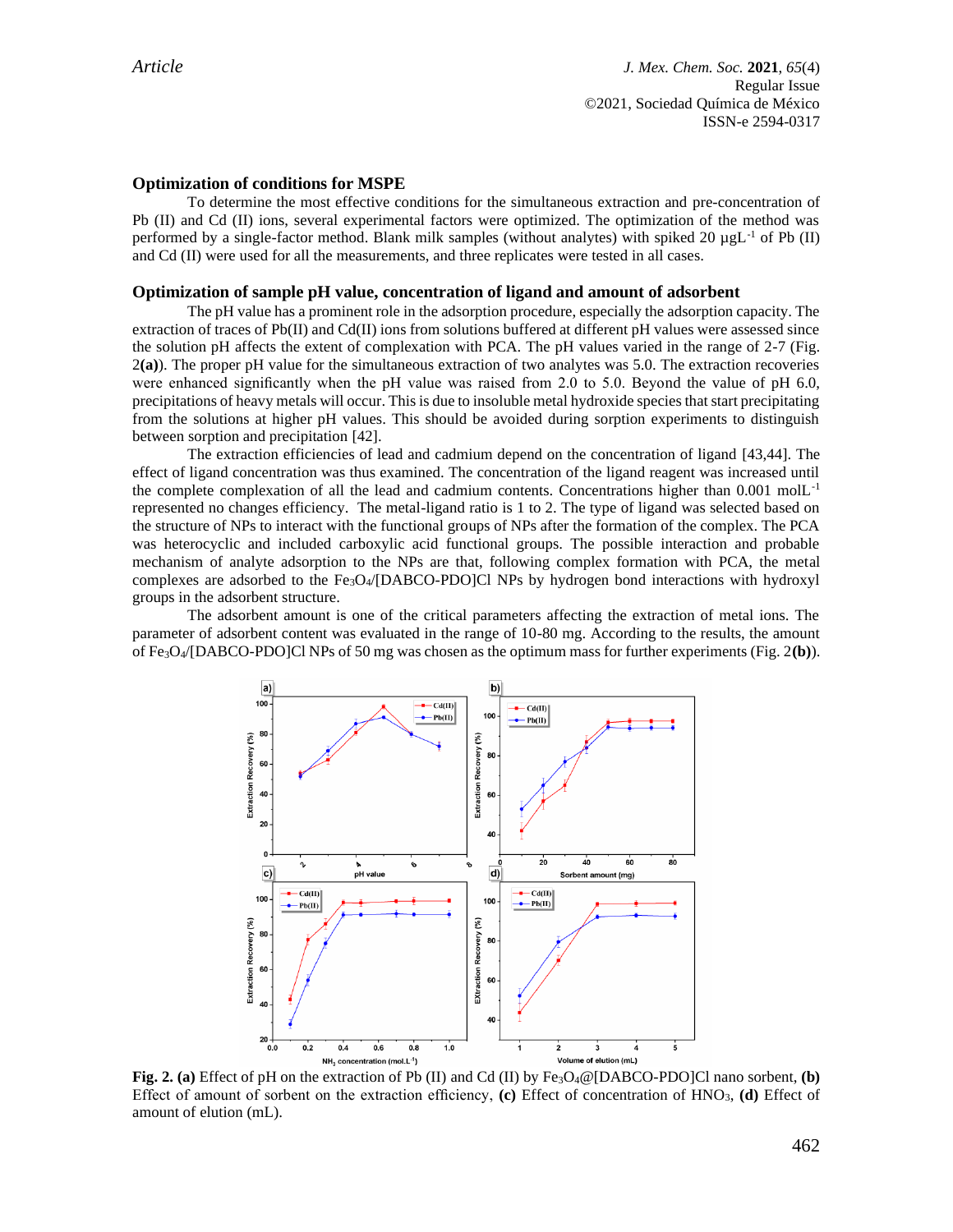## Optimization of conditions for MSPE

To determine the most effective conditions for the simultaneous extraction and pre-concentration of Pb (II) and Cd (II) ions, several experimental factors were optimized. The optimization of the method was performed by a single-factor method. Blank milk samples (without analytes) with spiked 20 μgL$^{-1}$ of Pb (II) and Cd (II) were used for all the measurements, and three replicates were tested in all cases.

## Optimization of sample pH value, concentration of ligand and amount of adsorbent

The pH value has a prominent role in the adsorption procedure, especially the adsorption capacity. The extraction of traces of Pb(II) and Cd(II) ions from solutions buffered at different pH values were assessed since the solution pH affects the extent of complexation with PCA. The pH values varied in the range of 2-7 (Fig. 2**(a)**). The proper pH value for the simultaneous extraction of two analytes was 5.0. The extraction recoveries were enhanced significantly when the pH value was raised from 2.0 to 5.0. Beyond the value of pH 6.0, precipitations of heavy metals will occur. This is due to insoluble metal hydroxide species that start precipitating from the solutions at higher pH values. This should be avoided during sorption experiments to distinguish between sorption and precipitation [42].

The extraction efficiencies of lead and cadmium depend on the concentration of ligand [43,44]. The effect of ligand concentration was thus examined. The concentration of the ligand reagent was increased until the complete complexation of all the lead and cadmium contents. Concentrations higher than 0.001 molL$^{-1}$ represented no changes efficiency. The metal-ligand ratio is 1 to 2. The type of ligand was selected based on the structure of NPs to interact with the functional groups of NPs after the formation of the complex. The PCA was heterocyclic and included carboxylic acid functional groups. The possible interaction and probable mechanism of analyte adsorption to the NPs are that, following complex formation with PCA, the metal complexes are adsorbed to the $Fe_3O_4$/[DABCO-PDO]Cl NPs by hydrogen bond interactions with hydroxyl groups in the adsorbent structure.

The adsorbent amount is one of the critical parameters affecting the extraction of metal ions. The parameter of adsorbent content was evaluated in the range of 10-80 mg. According to the results, the amount of $Fe_3O_4$/[DABCO-PDO]Cl NPs of 50 mg was chosen as the optimum mass for further experiments (Fig. 2**(b)**).

**Fig. 2. (a)** Effect of pH on the extraction of Pb (II) and Cd (II) by $Fe_3O_4$@[DABCO-PDO]Cl nano sorbent, **(b)** Effect of amount of sorbent on the extraction efficiency, **(c)** Effect of concentration of $HNO_3$, **(d)** Effect of amount of elution (mL).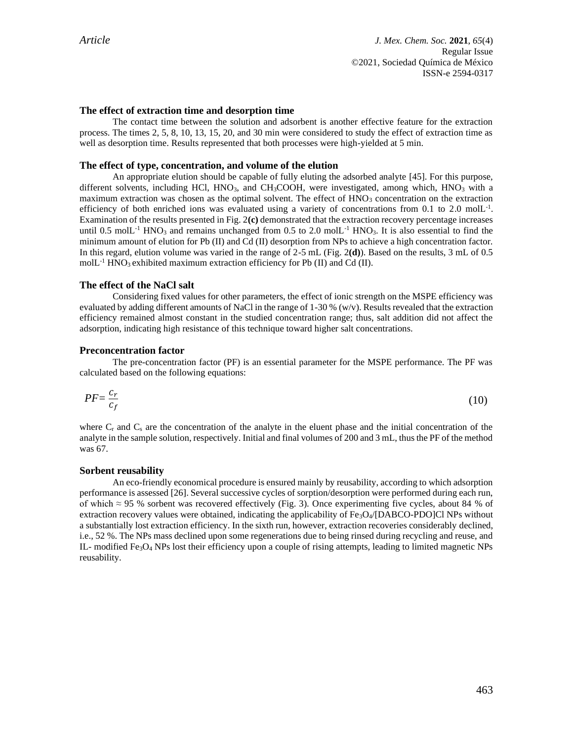### The effect of extraction time and desorption time

The contact time between the solution and adsorbent is another effective feature for the extraction process. The times 2, 5, 8, 10, 13, 15, 20, and 30 min were considered to study the effect of extraction time as well as desorption time. Results represented that both processes were high-yielded at 5 min.

### The effect of type, concentration, and volume of the elution

An appropriate elution should be capable of fully eluting the adsorbed analyte [45]. For this purpose, different solvents, including HCl, $HNO_3$, and $CH_3COOH$, were investigated, among which, $HNO_3$ with a maximum extraction was chosen as the optimal solvent. The effect of $HNO_3$ concentration on the extraction efficiency of both enriched ions was evaluated using a variety of concentrations from 0.1 to 2.0 $molL^{-1}$. Examination of the results presented in Fig. 2**(c)** demonstrated that the extraction recovery percentage increases until 0.5 $molL^{-1}$ $HNO_3$ and remains unchanged from 0.5 to 2.0 $molL^{-1}$ $HNO_3$. It is also essential to find the minimum amount of elution for Pb (II) and Cd (II) desorption from NPs to achieve a high concentration factor. In this regard, elution volume was varied in the range of 2-5 mL (Fig. 2**(d)**). Based on the results, 3 mL of 0.5 $molL^{-1}$ $HNO_3$ exhibited maximum extraction efficiency for Pb (II) and Cd (II).

### The effect of the NaCl salt

Considering fixed values for other parameters, the effect of ionic strength on the MSPE efficiency was evaluated by adding different amounts of NaCl in the range of 1-30 % (w/v). Results revealed that the extraction efficiency remained almost constant in the studied concentration range; thus, salt addition did not affect the adsorption, indicating high resistance of this technique toward higher salt concentrations.

### Preconcentration factor

The pre-concentration factor (PF) is an essential parameter for the MSPE performance. The PF was calculated based on the following equations:

$$PF = \frac{C_r}{C_f} \tag{10}$$

where $C_r$ and $C_s$ are the concentration of the analyte in the eluent phase and the initial concentration of the analyte in the sample solution, respectively. Initial and final volumes of 200 and 3 mL, thus the PF of the method was 67.

### Sorbent reusability

An eco-friendly economical procedure is ensured mainly by reusability, according to which adsorption performance is assessed [26]. Several successive cycles of sorption/desorption were performed during each run, of which ≈ 95 % sorbent was recovered effectively (Fig. 3). Once experimenting five cycles, about 84 % of extraction recovery values were obtained, indicating the applicability of $Fe_3O_4$/[DABCO-PDO]Cl NPs without a substantially lost extraction efficiency. In the sixth run, however, extraction recoveries considerably declined, i.e., 52 %. The NPs mass declined upon some regenerations due to being rinsed during recycling and reuse, and IL- modified $Fe_3O_4$ NPs lost their efficiency upon a couple of rising attempts, leading to limited magnetic NPs reusability.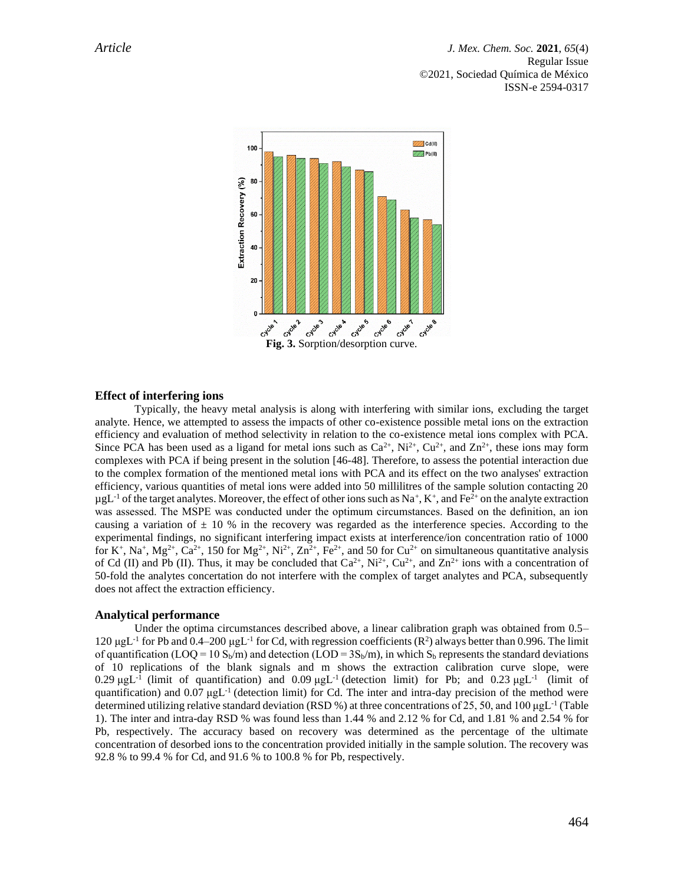Fig. 3. Sorption/desorption curve.

## Effect of interfering ions

Typically, the heavy metal analysis is along with interfering with similar ions, excluding the target analyte. Hence, we attempted to assess the impacts of other co-existence possible metal ions on the extraction efficiency and evaluation of method selectivity in relation to the co-existence metal ions complex with PCA. Since PCA has been used as a ligand for metal ions such as $Ca^{2+}$, $Ni^{2+}$, $Cu^{2+}$, and $Zn^{2+}$, these ions may form complexes with PCA if being present in the solution [46-48]. Therefore, to assess the potential interaction due to the complex formation of the mentioned metal ions with PCA and its effect on the two analyses' extraction efficiency, various quantities of metal ions were added into 50 millilitres of the sample solution contacting 20 $\mu gL^{-1}$ of the target analytes. Moreover, the effect of other ions such as $Na^{+}$, $K^{+}$, and $Fe^{2+}$ on the analyte extraction was assessed. The MSPE was conducted under the optimum circumstances. Based on the definition, an ion causing a variation of ± 10 % in the recovery was regarded as the interference species. According to the experimental findings, no significant interfering impact exists at interference/ion concentration ratio of 1000 for $K^{+}$, $Na^{+}$, $Mg^{2+}$, $Ca^{2+}$, 150 for $Mg^{2+}$, $Ni^{2+}$, $Zn^{2+}$, $Fe^{2+}$, and 50 for $Cu^{2+}$ on simultaneous quantitative analysis of Cd (II) and Pb (II). Thus, it may be concluded that $Ca^{2+}$, $Ni^{2+}$, $Cu^{2+}$, and $Zn^{2+}$ ions with a concentration of 50-fold the analytes concertation do not interfere with the complex of target analytes and PCA, subsequently does not affect the extraction efficiency.

## Analytical performance

Under the optima circumstances described above, a linear calibration graph was obtained from 0.5–120 $\mu gL^{-1}$ for Pb and 0.4–200 $\mu gL^{-1}$ for Cd, with regression coefficients ($R^2$) always better than 0.996. The limit of quantification (LOQ = 10 $S_b$/m) and detection (LOD = 3$S_b$/m), in which $S_b$ represents the standard deviations of 10 replications of the blank signals and m shows the extraction calibration curve slope, were 0.29 $\mu gL^{-1}$ (limit of quantification) and 0.09 $\mu gL^{-1}$ (detection limit) for Pb; and 0.23 $\mu gL^{-1}$ (limit of quantification) and 0.07 $\mu gL^{-1}$ (detection limit) for Cd. The inter and intra-day precision of the method were determined utilizing relative standard deviation (RSD %) at three concentrations of 25, 50, and 100 $\mu gL^{-1}$ (Table 1). The inter and intra-day RSD % was found less than 1.44 % and 2.12 % for Cd, and 1.81 % and 2.54 % for Pb, respectively. The accuracy based on recovery was determined as the percentage of the ultimate concentration of desorbed ions to the concentration provided initially in the sample solution. The recovery was 92.8 % to 99.4 % for Cd, and 91.6 % to 100.8 % for Pb, respectively.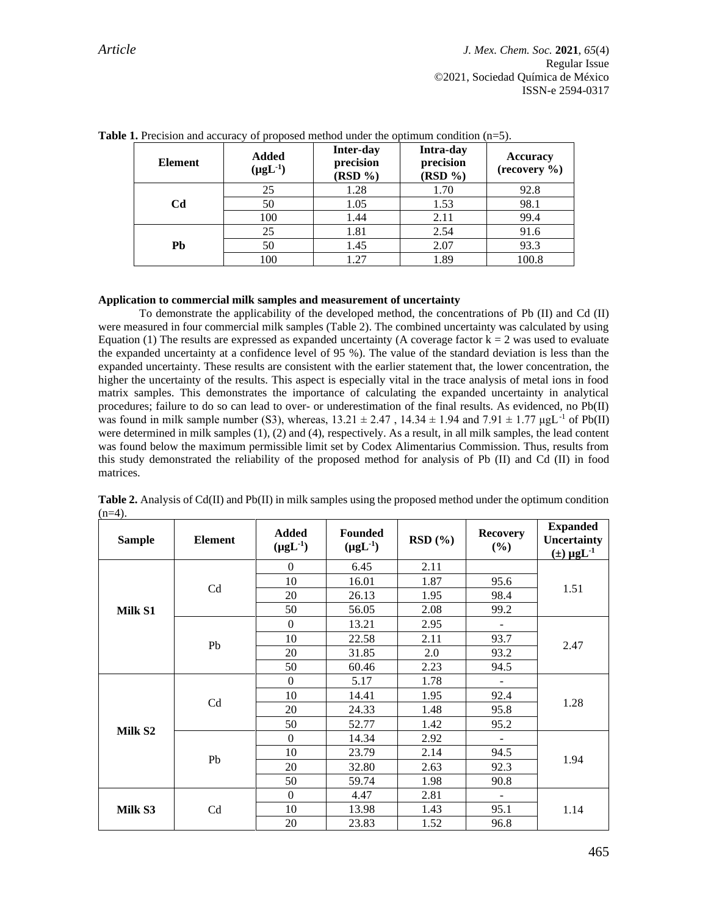**Table 1.** Precision and accuracy of proposed method under the optimum condition (n=5).

| Element | Added ($\mu gL^{-1}$) | Inter-day precision (RSD %) | Intra-day precision (RSD %) | Accuracy (recovery %) |
|---|---|---|---|---|
| Cd | 25 | 1.28 | 1.70 | 92.8 |
| | 50 | 1.05 | 1.53 | 98.1 |
| | 100 | 1.44 | 2.11 | 99.4 |
| Pb | 25 | 1.81 | 2.54 | 91.6 |
| | 50 | 1.45 | 2.07 | 93.3 |
| | 100 | 1.27 | 1.89 | 100.8 |

**Application to commercial milk samples and measurement of uncertainty**

To demonstrate the applicability of the developed method, the concentrations of Pb (II) and Cd (II) were measured in four commercial milk samples (Table 2). The combined uncertainty was calculated by using Equation (1) The results are expressed as expanded uncertainty (A coverage factor k = 2 was used to evaluate the expanded uncertainty at a confidence level of 95 %). The value of the standard deviation is less than the expanded uncertainty. These results are consistent with the earlier statement that, the lower concentration, the higher the uncertainty of the results. This aspect is especially vital in the trace analysis of metal ions in food matrix samples. This demonstrates the importance of calculating the expanded uncertainty in analytical procedures; failure to do so can lead to over- or underestimation of the final results. As evidenced, no Pb(II) was found in milk sample number (S3), whereas, 13.21 ± 2.47 , 14.34 ± 1.94 and 7.91 ± 1.77 $\mu gL^{-1}$ of Pb(II) were determined in milk samples (1), (2) and (4), respectively. As a result, in all milk samples, the lead content was found below the maximum permissible limit set by Codex Alimentarius Commission. Thus, results from this study demonstrated the reliability of the proposed method for analysis of Pb (II) and Cd (II) in food matrices.

**Table 2.** Analysis of Cd(II) and Pb(II) in milk samples using the proposed method under the optimum condition (n=4).

| Sample | Element | Added ($\mu gL^{-1}$) | Founded ($\mu gL^{-1}$) | RSD (%) | Recovery (%) | Expanded Uncertainty (±) $\mu gL^{-1}$ |
|---|---|---|---|---|---|---|
| Milk S1 | Cd | 0 | 6.45 | 2.11 | | 1.51 |
| | | 10 | 16.01 | 1.87 | 95.6 | |
| | | 20 | 26.13 | 1.95 | 98.4 | |
| | | 50 | 56.05 | 2.08 | 99.2 | |
| | Pb | 0 | 13.21 | 2.95 | - | 2.47 |
| | | 10 | 22.58 | 2.11 | 93.7 | |
| | | 20 | 31.85 | 2.0 | 93.2 | |
| | | 50 | 60.46 | 2.23 | 94.5 | |
| Milk S2 | Cd | 0 | 5.17 | 1.78 | - | 1.28 |
| | | 10 | 14.41 | 1.95 | 92.4 | |
| | | 20 | 24.33 | 1.48 | 95.8 | |
| | | 50 | 52.77 | 1.42 | 95.2 | |
| | Pb | 0 | 14.34 | 2.92 | - | 1.94 |
| | | 10 | 23.79 | 2.14 | 94.5 | |
| | | 20 | 32.80 | 2.63 | 92.3 | |
| | | 50 | 59.74 | 1.98 | 90.8 | |
| Milk S3 | Cd | 0 | 4.47 | 2.81 | - | 1.14 |
| | | 10 | 13.98 | 1.43 | 95.1 | |
| | | 20 | 23.83 | 1.52 | 96.8 | |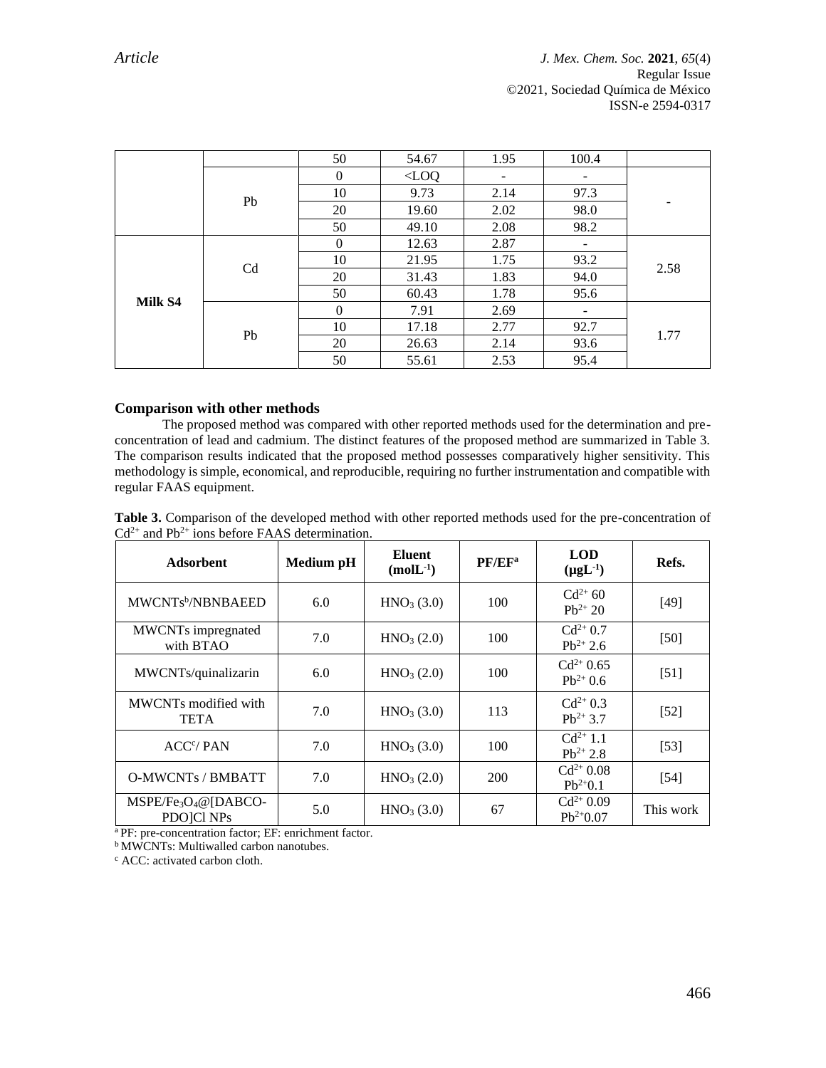|  |  | 50 | 54.67 | 1.95 | 100.4 |  |
|---|---|---|---|---|---|---|
|  | Pb | 0 | <LOQ | - | - | - |
|  |  | 10 | 9.73 | 2.14 | 97.3 |  |
|  |  | 20 | 19.60 | 2.02 | 98.0 |  |
|  |  | 50 | 49.10 | 2.08 | 98.2 |  |
| **Milk S4** | Cd | 0 | 12.63 | 2.87 | - | 2.58 |
|  |  | 10 | 21.95 | 1.75 | 93.2 |  |
|  |  | 20 | 31.43 | 1.83 | 94.0 |  |
|  |  | 50 | 60.43 | 1.78 | 95.6 |  |
|  | Pb | 0 | 7.91 | 2.69 | - | 1.77 |
|  |  | 10 | 17.18 | 2.77 | 92.7 |  |
|  |  | 20 | 26.63 | 2.14 | 93.6 |  |
|  |  | 50 | 55.61 | 2.53 | 95.4 |  |

## Comparison with other methods

The proposed method was compared with other reported methods used for the determination and pre-concentration of lead and cadmium. The distinct features of the proposed method are summarized in Table 3. The comparison results indicated that the proposed method possesses comparatively higher sensitivity. This methodology is simple, economical, and reproducible, requiring no further instrumentation and compatible with regular FAAS equipment.

**Table 3.** Comparison of the developed method with other reported methods used for the pre-concentration of $Cd^{2+}$ and $Pb^{2+}$ ions before FAAS determination.

| Adsorbent | Medium pH | Eluent ($molL^{-1}$) | PF/EF[a] | LOD ($\mu gL^{-1}$) | Refs. |
|---|---|---|---|---|---|
| MWCNTs[b]/NBNBAEED | 6.0 | $HNO_3$ (3.0) | 100 | $Cd^{2+}$ 60<br>$Pb^{2+}$ 20 | [49] |
| MWCNTs impregnated with BTAO | 7.0 | $HNO_3$ (2.0) | 100 | $Cd^{2+}$ 0.7<br>$Pb^{2+}$ 2.6 | [50] |
| MWCNTs/quinalizarin | 6.0 | $HNO_3$ (2.0) | 100 | $Cd^{2+}$ 0.65<br>$Pb^{2+}$ 0.6 | [51] |
| MWCNTs modified with TETA | 7.0 | $HNO_3$ (3.0) | 113 | $Cd^{2+}$ 0.3<br>$Pb^{2+}$ 3.7 | [52] |
| ACC[c]/ PAN | 7.0 | $HNO_3$ (3.0) | 100 | $Cd^{2+}$ 1.1<br>$Pb^{2+}$ 2.8 | [53] |
| O-MWCNTs / BMBATT | 7.0 | $HNO_3$ (2.0) | 200 | $Cd^{2+}$ 0.08<br>$Pb^{2+}$0.1 | [54] |
| MSPE/$Fe_3O_4$@[DABCO-PDO]Cl NPs | 5.0 | $HNO_3$ (3.0) | 67 | $Cd^{2+}$ 0.09<br>$Pb^{2+}$0.07 | This work |

[a] PF: pre-concentration factor; EF: enrichment factor.
[b] MWCNTs: Multiwalled carbon nanotubes.
[c] ACC: activated carbon cloth.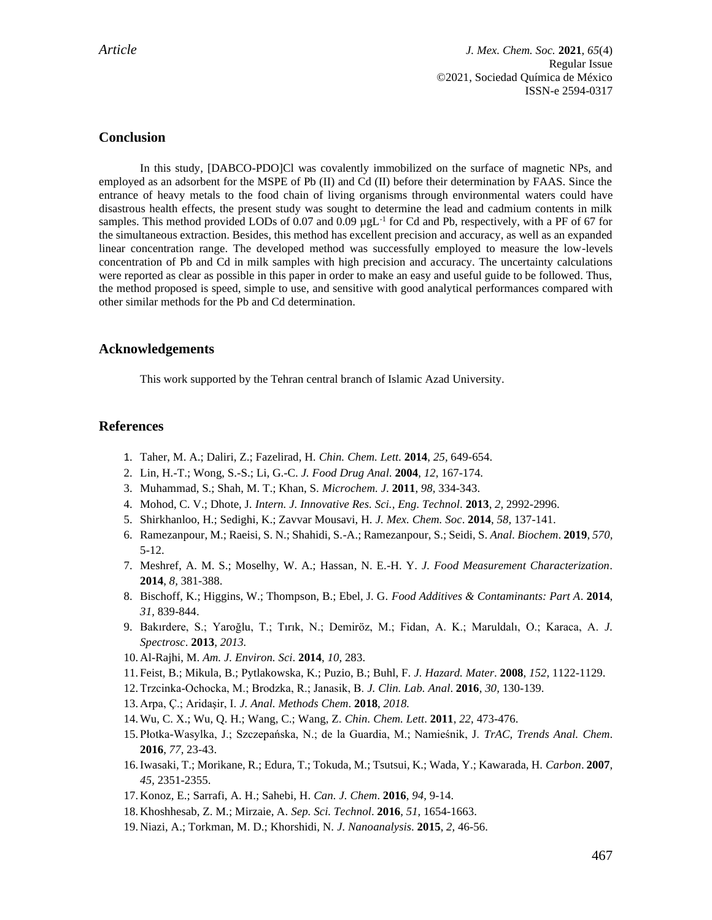## Conclusion

In this study, [DABCO-PDO]Cl was covalently immobilized on the surface of magnetic NPs, and employed as an adsorbent for the MSPE of Pb (II) and Cd (II) before their determination by FAAS. Since the entrance of heavy metals to the food chain of living organisms through environmental waters could have disastrous health effects, the present study was sought to determine the lead and cadmium contents in milk samples. This method provided LODs of 0.07 and 0.09 µg$L^{-1}$ for Cd and Pb, respectively, with a PF of 67 for the simultaneous extraction. Besides, this method has excellent precision and accuracy, as well as an expanded linear concentration range. The developed method was successfully employed to measure the low-levels concentration of Pb and Cd in milk samples with high precision and accuracy. The uncertainty calculations were reported as clear as possible in this paper in order to make an easy and useful guide to be followed. Thus, the method proposed is speed, simple to use, and sensitive with good analytical performances compared with other similar methods for the Pb and Cd determination.

## Acknowledgements

This work supported by the Tehran central branch of Islamic Azad University.

## References

1. Taher, M. A.; Daliri, Z.; Fazelirad, H. *Chin. Chem. Lett.* **2014**, *25*, 649-654.
2. Lin, H.-T.; Wong, S.-S.; Li, G.-C. *J. Food Drug Anal.* **2004**, *12*, 167-174.
3. Muhammad, S.; Shah, M. T.; Khan, S. *Microchem. J*. **2011**, *98*, 334-343.
4. Mohod, C. V.; Dhote, J. *Intern. J. Innovative Res. Sci., Eng. Technol*. **2013**, *2*, 2992-2996.
5. Shirkhanloo, H.; Sedighi, K.; Zavvar Mousavi, H. *J. Mex. Chem. Soc*. **2014**, *58*, 137-141.
6. Ramezanpour, M.; Raeisi, S. N.; Shahidi, S.-A.; Ramezanpour, S.; Seidi, S. *Anal. Biochem*. **2019**, *570*, 5-12.
7. Meshref, A. M. S.; Moselhy, W. A.; Hassan, N. E.-H. Y. *J. Food Measurement Characterization*. **2014**, *8*, 381-388.
8. Bischoff, K.; Higgins, W.; Thompson, B.; Ebel, J. G. *Food Additives & Contaminants: Part A*. **2014**, *31*, 839-844.
9. Bakırdere, S.; Yaroğlu, T.; Tırık, N.; Demiröz, M.; Fidan, A. K.; Maruldalı, O.; Karaca, A. *J. Spectrosc*. **2013**, *2013*.
10. Al-Rajhi, M. *Am. J. Environ. Sci*. **2014**, *10*, 283.
11. Feist, B.; Mikula, B.; Pytlakowska, K.; Puzio, B.; Buhl, F. *J. Hazard. Mater*. **2008**, *152*, 1122-1129.
12. Trzcinka-Ochocka, M.; Brodzka, R.; Janasik, B. *J. Clin. Lab. Anal*. **2016**, *30*, 130-139.
13. Arpa, Ç.; Aridaşir, I. *J. Anal. Methods Chem*. **2018**, *2018*.
14. Wu, C. X.; Wu, Q. H.; Wang, C.; Wang, Z. *Chin. Chem. Lett*. **2011**, *22*, 473-476.
15. Płotka-Wasylka, J.; Szczepańska, N.; de la Guardia, M.; Namieśnik, J. *TrAC, Trends Anal. Chem*. **2016**, *77*, 23-43.
16. Iwasaki, T.; Morikane, R.; Edura, T.; Tokuda, M.; Tsutsui, K.; Wada, Y.; Kawarada, H. *Carbon*. **2007**, *45*, 2351-2355.
17. Konoz, E.; Sarrafi, A. H.; Sahebi, H. *Can. J. Chem*. **2016**, *94*, 9-14.
18. Khoshhesab, Z. M.; Mirzaie, A. *Sep. Sci. Technol.* **2016**, *51*, 1654-1663.
19. Niazi, A.; Torkman, M. D.; Khorshidi, N. *J. Nanoanalysis*. **2015**, *2*, 46-56.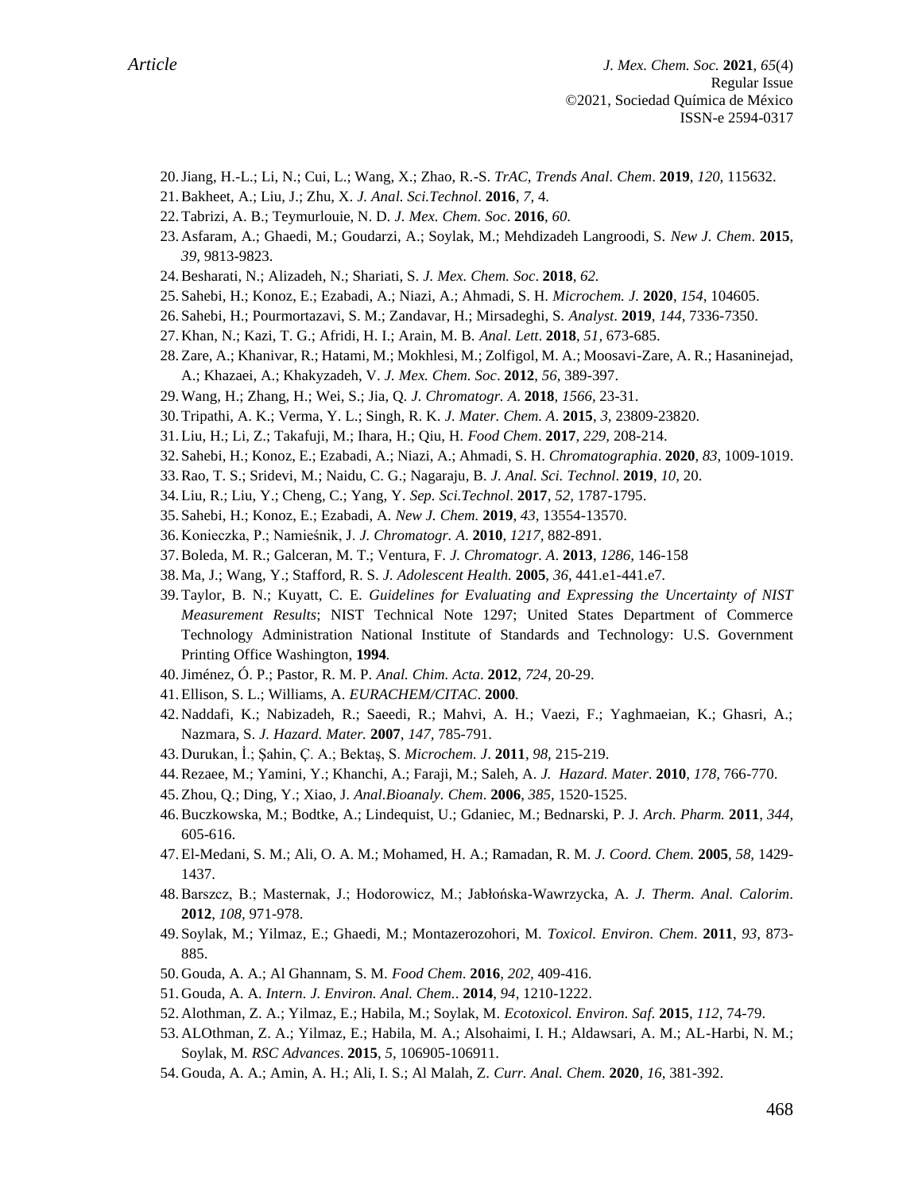20. Jiang, H.-L.; Li, N.; Cui, L.; Wang, X.; Zhao, R.-S. *TrAC, Trends Anal. Chem*. **2019**, *120*, 115632.
21. Bakheet, A.; Liu, J.; Zhu, X. *J. Anal. Sci.Technol*. **2016**, *7*, 4.
22. Tabrizi, A. B.; Teymurlouie, N. D. *J. Mex. Chem. Soc*. **2016**, *60*.
23. Asfaram, A.; Ghaedi, M.; Goudarzi, A.; Soylak, M.; Mehdizadeh Langroodi, S. *New J. Chem*. **2015**, *39*, 9813-9823.
24. Besharati, N.; Alizadeh, N.; Shariati, S. *J. Mex. Chem. Soc*. **2018**, *62*.
25. Sahebi, H.; Konoz, E.; Ezabadi, A.; Niazi, A.; Ahmadi, S. H. *Microchem. J.* **2020**, *154*, 104605.
26. Sahebi, H.; Pourmortazavi, S. M.; Zandavar, H.; Mirsadeghi, S. *Analyst*. **2019**, *144*, 7336-7350.
27. Khan, N.; Kazi, T. G.; Afridi, H. I.; Arain, M. B. *Anal. Lett*. **2018**, *51*, 673-685.
28. Zare, A.; Khanivar, R.; Hatami, M.; Mokhlesi, M.; Zolfigol, M. A.; Moosavi-Zare, A. R.; Hasaninejad, A.; Khazaei, A.; Khakyzadeh, V. *J. Mex. Chem. Soc*. **2012**, *56*, 389-397.
29. Wang, H.; Zhang, H.; Wei, S.; Jia, Q. *J. Chromatogr. A*. **2018**, *1566*, 23-31.
30. Tripathi, A. K.; Verma, Y. L.; Singh, R. K. *J. Mater. Chem. A*. **2015**, *3*, 23809-23820.
31. Liu, H.; Li, Z.; Takafuji, M.; Ihara, H.; Qiu, H. *Food Chem*. **2017**, *229*, 208-214.
32. Sahebi, H.; Konoz, E.; Ezabadi, A.; Niazi, A.; Ahmadi, S. H. *Chromatographia*. **2020**, *83*, 1009-1019.
33. Rao, T. S.; Sridevi, M.; Naidu, C. G.; Nagaraju, B. *J. Anal. Sci. Technol*. **2019**, *10*, 20.
34. Liu, R.; Liu, Y.; Cheng, C.; Yang, Y. *Sep. Sci.Technol*. **2017**, *52*, 1787-1795.
35. Sahebi, H.; Konoz, E.; Ezabadi, A. *New J. Chem.* **2019**, *43*, 13554-13570.
36. Konieczka, P.; Namieśnik, J. *J. Chromatogr. A*. **2010**, *1217*, 882-891.
37. Boleda, M. R.; Galceran, M. T.; Ventura, F. *J. Chromatogr. A*. **2013**, *1286*, 146-158
38. Ma, J.; Wang, Y.; Stafford, R. S. *J. Adolescent Health.* **2005**, *36*, 441.e1-441.e7.
39. Taylor, B. N.; Kuyatt, C. E. *Guidelines for Evaluating and Expressing the Uncertainty of NIST Measurement Results*; NIST Technical Note 1297; United States Department of Commerce Technology Administration National Institute of Standards and Technology: U.S. Government Printing Office Washington, **1994**.
40. Jiménez, Ó. P.; Pastor, R. M. P. *Anal. Chim. Acta*. **2012**, *724*, 20-29.
41. Ellison, S. L.; Williams, A. *EURACHEM/CITAC*. **2000**.
42. Naddafi, K.; Nabizadeh, R.; Saeedi, R.; Mahvi, A. H.; Vaezi, F.; Yaghmaeian, K.; Ghasri, A.; Nazmara, S. *J. Hazard. Mater.* **2007**, *147*, 785-791.
43. Durukan, İ.; Şahin, Ç. A.; Bektaş, S. *Microchem. J*. **2011**, *98*, 215-219.
44. Rezaee, M.; Yamini, Y.; Khanchi, A.; Faraji, M.; Saleh, A. *J. Hazard. Mater*. **2010**, *178*, 766-770.
45. Zhou, Q.; Ding, Y.; Xiao, J. *Anal.Bioanaly. Chem*. **2006**, *385*, 1520-1525.
46. Buczkowska, M.; Bodtke, A.; Lindequist, U.; Gdaniec, M.; Bednarski, P. J. *Arch. Pharm.* **2011**, *344*, 605-616.
47. El-Medani, S. M.; Ali, O. A. M.; Mohamed, H. A.; Ramadan, R. M. *J. Coord. Chem.* **2005**, *58*, 1429-1437.
48. Barszcz, B.; Masternak, J.; Hodorowicz, M.; Jabłońska-Wawrzycka, A. *J. Therm. Anal. Calorim*. **2012**, *108*, 971-978.
49. Soylak, M.; Yilmaz, E.; Ghaedi, M.; Montazerozohori, M. *Toxicol. Environ. Chem*. **2011**, *93*, 873-885.
50. Gouda, A. A.; Al Ghannam, S. M. *Food Chem*. **2016**, *202*, 409-416.
51. Gouda, A. A. *Intern. J. Environ. Anal. Chem.*. **2014**, *94*, 1210-1222.
52. Alothman, Z. A.; Yilmaz, E.; Habila, M.; Soylak, M. *Ecotoxicol. Environ. Saf*. **2015**, *112*, 74-79.
53. ALOthman, Z. A.; Yilmaz, E.; Habila, M. A.; Alsohaimi, I. H.; Aldawsari, A. M.; AL-Harbi, N. M.; Soylak, M. *RSC Advances*. **2015**, *5*, 106905-106911.
54. Gouda, A. A.; Amin, A. H.; Ali, I. S.; Al Malah, Z. *Curr. Anal. Chem*. **2020**, *16*, 381-392.